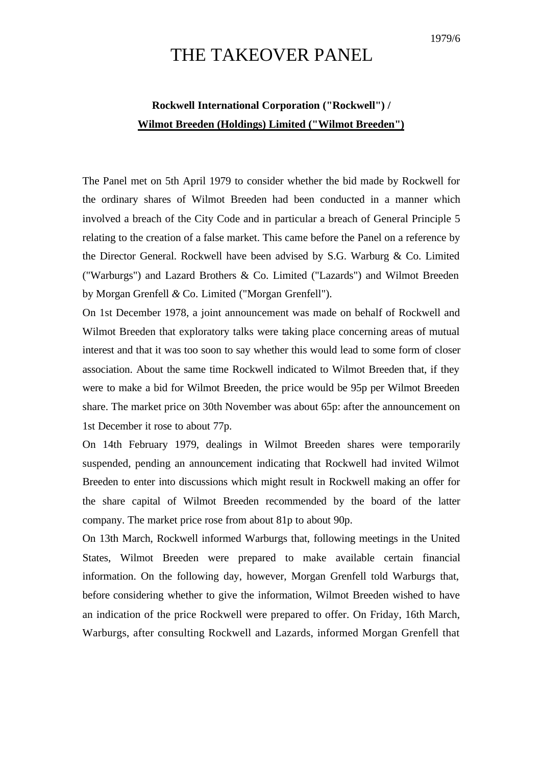1979/6

# THE TAKEOVER PANEL

**Rockwell International Corporation ("Rockwell") /**

**Wilmot Breeden (Holdings) Limited ("Wilmot Breeden")**

The Panel met on 5th April 1979 to consider whether the bid made by Rockwell for the ordinary shares of Wilmot Breeden had been conducted in a manner which involved a breach of the City Code and in particular a breach of General Principle 5 relating to the creation of a false market. This came before the Panel on a reference by the Director General. Rockwell have been advised by S.G. Warburg & Co. Limited ("Warburgs") and Lazard Brothers & Co. Limited ("Lazards") and Wilmot Breeden by Morgan Grenfell & Co. Limited ("Morgan Grenfell").

On 1st December 1978, a joint announcement was made on behalf of Rockwell and Wilmot Breeden that exploratory talks were taking place concerning areas of mutual interest and that it was too soon to say whether this would lead to some form of closer association. About the same time Rockwell indicated to Wilmot Breeden that, if they were to make a bid for Wilmot Breeden, the price would be 95p per Wilmot Breeden share. The market price on 30th November was about 65p: after the announcement on 1st December it rose to about 77p.

On 14th February 1979, dealings in Wilmot Breeden shares were temporarily suspended, pending an announcement indicating that Rockwell had invited Wilmot Breeden to enter into discussions which might result in Rockwell making an offer for the share capital of Wilmot Breeden recommended by the board of the latter company. The market price rose from about 81p to about 90p.

On 13th March, Rockwell informed Warburgs that, following meetings in the United States, Wilmot Breeden were prepared to make available certain financial information. On the following day, however, Morgan Grenfell told Warburgs that, before considering whether to give the information, Wilmot Breeden wished to have an indication of the price Rockwell were prepared to offer. On Friday, 16th March, Warburgs, after consulting Rockwell and Lazards, informed Morgan Grenfell that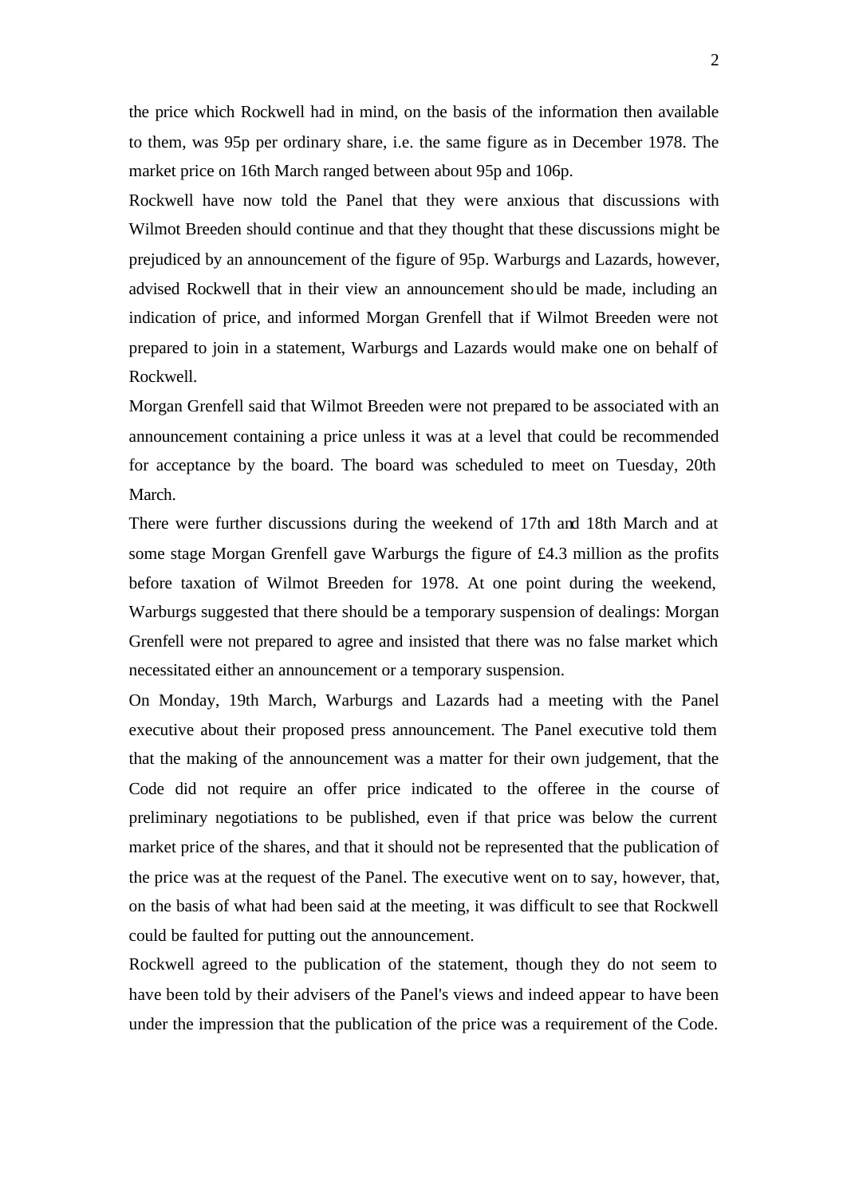the price which Rockwell had in mind, on the basis of the information then available to them, was 95p per ordinary share, i.e. the same figure as in December 1978. The market price on 16th March ranged between about 95p and 106p.

Rockwell have now told the Panel that they were anxious that discussions with Wilmot Breeden should continue and that they thought that these discussions might be prejudiced by an announcement of the figure of 95p. Warburgs and Lazards, however, advised Rockwell that in their view an announcement should be made, including an indication of price, and informed Morgan Grenfell that if Wilmot Breeden were not prepared to join in a statement, Warburgs and Lazards would make one on behalf of Rockwell.

Morgan Grenfell said that Wilmot Breeden were not prepared to be associated with an announcement containing a price unless it was at a level that could be recommended for acceptance by the board. The board was scheduled to meet on Tuesday, 20th March.

There were further discussions during the weekend of 17th and 18th March and at some stage Morgan Grenfell gave Warburgs the figure of £4.3 million as the profits before taxation of Wilmot Breeden for 1978. At one point during the weekend, Warburgs suggested that there should be a temporary suspension of dealings: Morgan Grenfell were not prepared to agree and insisted that there was no false market which necessitated either an announcement or a temporary suspension.

On Monday, 19th March, Warburgs and Lazards had a meeting with the Panel executive about their proposed press announcement. The Panel executive told them that the making of the announcement was a matter for their own judgement, that the Code did not require an offer price indicated to the offeree in the course of preliminary negotiations to be published, even if that price was below the current market price of the shares, and that it should not be represented that the publication of the price was at the request of the Panel. The executive went on to say, however, that, on the basis of what had been said at the meeting, it was difficult to see that Rockwell could be faulted for putting out the announcement.

Rockwell agreed to the publication of the statement, though they do not seem to have been told by their advisers of the Panel's views and indeed appear to have been under the impression that the publication of the price was a requirement of the Code.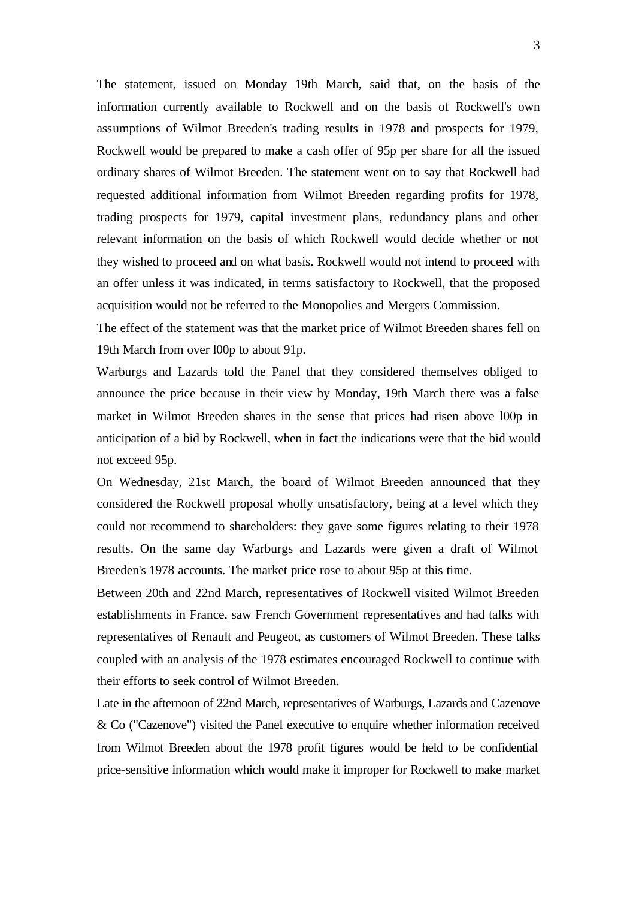The statement, issued on Monday 19th March, said that, on the basis of the information currently available to Rockwell and on the basis of Rockwell's own assumptions of Wilmot Breeden's trading results in 1978 and prospects for 1979, Rockwell would be prepared to make a cash offer of 95p per share for all the issued ordinary shares of Wilmot Breeden. The statement went on to say that Rockwell had requested additional information from Wilmot Breeden regarding profits for 1978, trading prospects for 1979, capital investment plans, redundancy plans and other relevant information on the basis of which Rockwell would decide whether or not they wished to proceed and on what basis. Rockwell would not intend to proceed with an offer unless it was indicated, in terms satisfactory to Rockwell, that the proposed acquisition would not be referred to the Monopolies and Mergers Commission.

The effect of the statement was that the market price of Wilmot Breeden shares fell on 19th March from over l00p to about 91p.

Warburgs and Lazards told the Panel that they considered themselves obliged to announce the price because in their view by Monday, 19th March there was a false market in Wilmot Breeden shares in the sense that prices had risen above l00p in anticipation of a bid by Rockwell, when in fact the indications were that the bid would not exceed 95p.

On Wednesday, 21st March, the board of Wilmot Breeden announced that they considered the Rockwell proposal wholly unsatisfactory, being at a level which they could not recommend to shareholders: they gave some figures relating to their 1978 results. On the same day Warburgs and Lazards were given a draft of Wilmot Breeden's 1978 accounts. The market price rose to about 95p at this time.

Between 20th and 22nd March, representatives of Rockwell visited Wilmot Breeden establishments in France, saw French Government representatives and had talks with representatives of Renault and Peugeot, as customers of Wilmot Breeden. These talks coupled with an analysis of the 1978 estimates encouraged Rockwell to continue with their efforts to seek control of Wilmot Breeden.

Late in the afternoon of 22nd March, representatives of Warburgs, Lazards and Cazenove & Co ("Cazenove") visited the Panel executive to enquire whether information received from Wilmot Breeden about the 1978 profit figures would be held to be confidential price-sensitive information which would make it improper for Rockwell to make market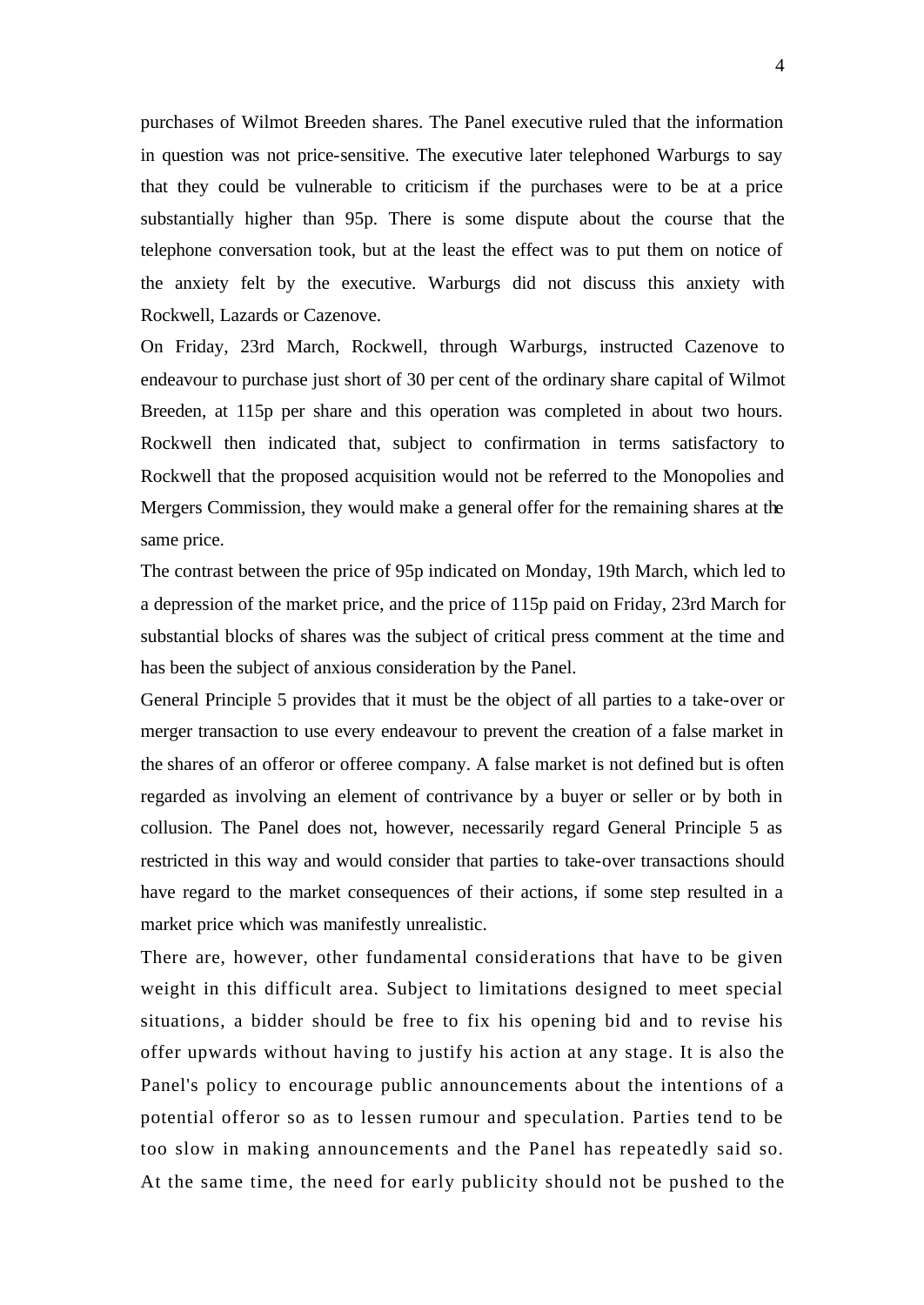purchases of Wilmot Breeden shares. The Panel executive ruled that the information in question was not price-sensitive. The executive later telephoned Warburgs to say that they could be vulnerable to criticism if the purchases were to be at a price substantially higher than 95p. There is some dispute about the course that the telephone conversation took, but at the least the effect was to put them on notice of the anxiety felt by the executive. Warburgs did not discuss this anxiety with Rockwell, Lazards or Cazenove.

On Friday, 23rd March, Rockwell, through Warburgs, instructed Cazenove to endeavour to purchase just short of 30 per cent of the ordinary share capital of Wilmot Breeden, at 115p per share and this operation was completed in about two hours. Rockwell then indicated that, subject to confirmation in terms satisfactory to Rockwell that the proposed acquisition would not be referred to the Monopolies and Mergers Commission, they would make a general offer for the remaining shares at the same price.

The contrast between the price of 95p indicated on Monday, 19th March, which led to a depression of the market price, and the price of 115p paid on Friday, 23rd March for substantial blocks of shares was the subject of critical press comment at the time and has been the subject of anxious consideration by the Panel.

General Principle 5 provides that it must be the object of all parties to a take-over or merger transaction to use every endeavour to prevent the creation of a false market in the shares of an offeror or offeree company. A false market is not defined but is often regarded as involving an element of contrivance by a buyer or seller or by both in collusion. The Panel does not, however, necessarily regard General Principle 5 as restricted in this way and would consider that parties to take-over transactions should have regard to the market consequences of their actions, if some step resulted in a market price which was manifestly unrealistic.

There are, however, other fundamental considerations that have to be given weight in this difficult area. Subject to limitations designed to meet special situations, a bidder should be free to fix his opening bid and to revise his offer upwards without having to justify his action at any stage. It is also the Panel's policy to encourage public announcements about the intentions of a potential offeror so as to lessen rumour and speculation. Parties tend to be too slow in making announcements and the Panel has repeatedly said so. At the same time, the need for early publicity should not be pushed to the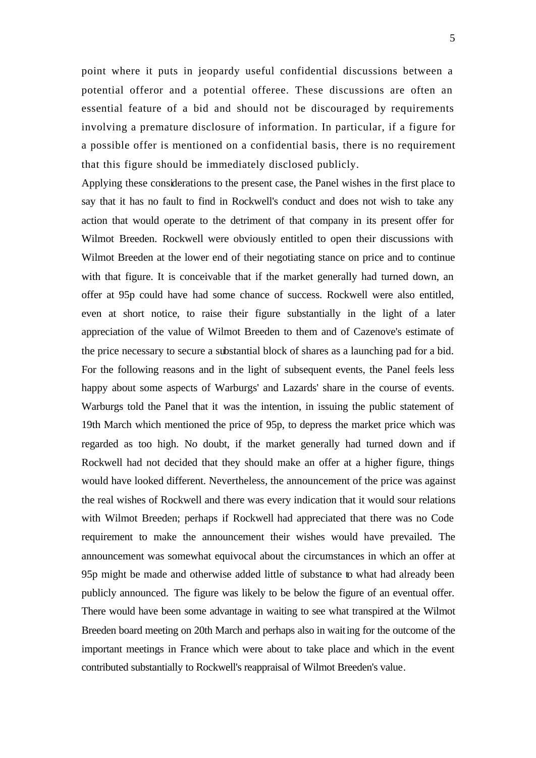point where it puts in jeopardy useful confidential discussions between a potential offeror and a potential offeree. These discussions are often an essential feature of a bid and should not be discouraged by requirements involving a premature disclosure of information. In particular, if a figure for a possible offer is mentioned on a confidential basis, there is no requirement that this figure should be immediately disclosed publicly.

Applying these considerations to the present case, the Panel wishes in the first place to say that it has no fault to find in Rockwell's conduct and does not wish to take any action that would operate to the detriment of that company in its present offer for Wilmot Breeden. Rockwell were obviously entitled to open their discussions with Wilmot Breeden at the lower end of their negotiating stance on price and to continue with that figure. It is conceivable that if the market generally had turned down, an offer at 95p could have had some chance of success. Rockwell were also entitled, even at short notice, to raise their figure substantially in the light of a later appreciation of the value of Wilmot Breeden to them and of Cazenove's estimate of the price necessary to secure a substantial block of shares as a launching pad for a bid.

For the following reasons and in the light of subsequent events, the Panel feels less happy about some aspects of Warburgs' and Lazards' share in the course of events. Warburgs told the Panel that it was the intention, in issuing the public statement of 19th March which mentioned the price of 95p, to depress the market price which was regarded as too high. No doubt, if the market generally had turned down and if Rockwell had not decided that they should make an offer at a higher figure, things would have looked different. Nevertheless, the announcement of the price was against the real wishes of Rockwell and there was every indication that it would sour relations with Wilmot Breeden; perhaps if Rockwell had appreciated that there was no Code requirement to make the announcement their wishes would have prevailed. The announcement was somewhat equivocal about the circumstances in which an offer at 95p might be made and otherwise added little of substance to what had already been publicly announced. The figure was likely to be below the figure of an eventual offer. There would have been some advantage in waiting to see what transpired at the Wilmot Breeden board meeting on 20th March and perhaps also in waiting for the outcome of the important meetings in France which were about to take place and which in the event contributed substantially to Rockwell's reappraisal of Wilmot Breeden's value.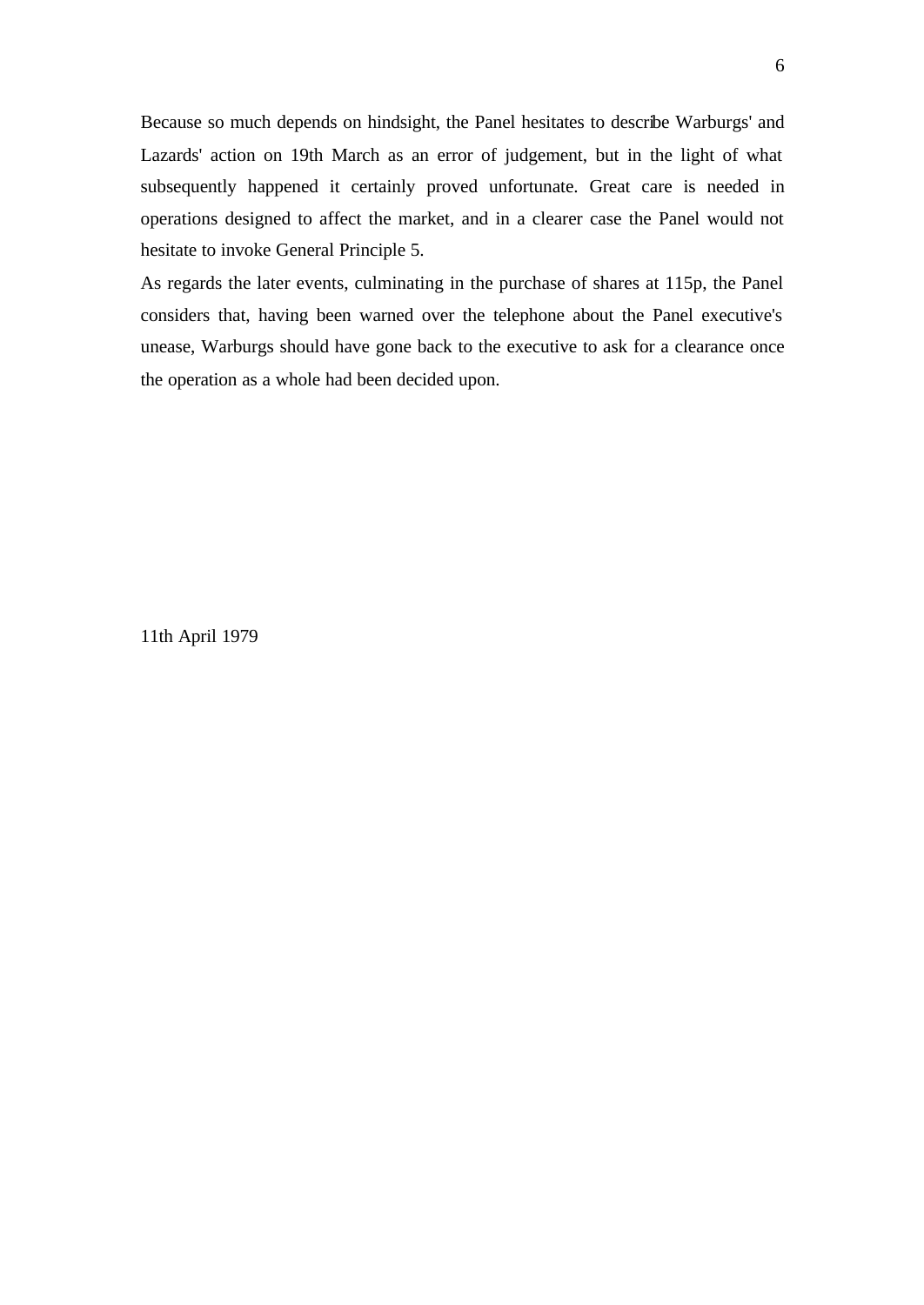Because so much depends on hindsight, the Panel hesitates to describe Warburgs' and Lazards' action on 19th March as an error of judgement, but in the light of what subsequently happened it certainly proved unfortunate. Great care is needed in operations designed to affect the market, and in a clearer case the Panel would not hesitate to invoke General Principle 5.

As regards the later events, culminating in the purchase of shares at 115p, the Panel considers that, having been warned over the telephone about the Panel executive's unease, Warburgs should have gone back to the executive to ask for a clearance once the operation as a whole had been decided upon.

11th April 1979